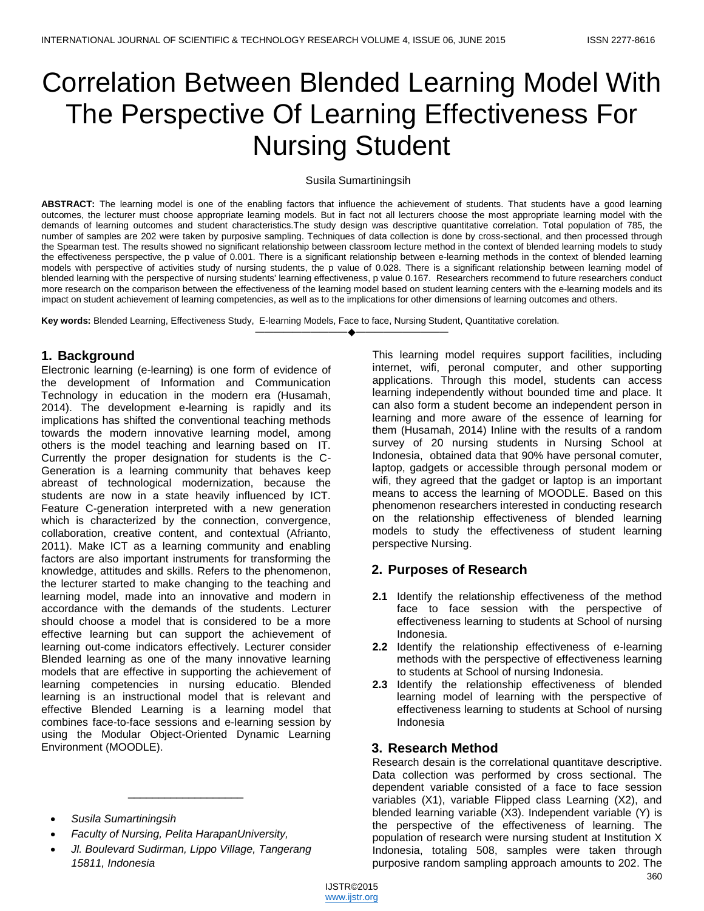# Correlation Between Blended Learning Model With The Perspective Of Learning Effectiveness For Nursing Student

Susila Sumartiningsih

**ABSTRACT:** The learning model is one of the enabling factors that influence the achievement of students. That students have a good learning outcomes, the lecturer must choose appropriate learning models. But in fact not all lecturers choose the most appropriate learning model with the demands of learning outcomes and student characteristics.The study design was descriptive quantitative correlation. Total population of 785, the number of samples are 202 were taken by purposive sampling. Techniques of data collection is done by cross-sectional, and then processed through the Spearman test. The results showed no significant relationship between classroom lecture method in the context of blended learning models to study the effectiveness perspective, the p value of 0.001. There is a significant relationship between e-learning methods in the context of blended learning models with perspective of activities study of nursing students, the p value of 0.028. There is a significant relationship between learning model of blended learning with the perspective of nursing students' learning effectiveness, p value 0.167. Researchers recommend to future researchers conduct more research on the comparison between the effectiveness of the learning model based on student learning centers with the e-learning models and its impact on student achievement of learning competencies, as well as to the implications for other dimensions of learning outcomes and others.

**Key words:** Blended Learning, Effectiveness Study, E-learning Models, Face to face, Nursing Student, Quantitative corelation.

---

## 1. Background

Electronic learning (e-learning) is one form of evidence of the development of Information and Communication Technology in education in the modern era (Husamah, 2014). The development e-learning is rapidly and its implications has shifted the conventional teaching methods towards the modern innovative learning model, among others is the model teaching and learning based on IT. Currently the proper designation for students is the C-Generation is a learning community that behaves keep abreast of technological modernization, because the students are now in a state heavily influenced by ICT. Feature C-generation interpreted with a new generation which is characterized by the connection, convergence, collaboration, creative content, and contextual (Afrianto, 2011). Make ICT as a learning community and enabling factors are also important instruments for transforming the knowledge, attitudes and skills. Refers to the phenomenon, the lecturer started to make changing to the teaching and learning model, made into an innovative and modern in accordance with the demands of the students. Lecturer should choose a model that is considered to be a more effective learning but can support the achievement of learning out-come indicators effectively. Lecturer consider Blended learning as one of the many innovative learning models that are effective in supporting the achievement of learning competencies in nursing educatio. Blended learning is an instructional model that is relevant and effective Blended Learning is a learning model that combines face-to-face sessions and e-learning session by using the Modular Object-Oriented Dynamic Learning Environment (MOODLE).

This learning model requires support facilities, including internet, wifi, peronal computer, and other supporting applications. Through this model, students can access learning independently without bounded time and place. It can also form a student become an independent person in learning and more aware of the essence of learning for them (Husamah, 2014) Inline with the results of a random survey of 20 nursing students in Nursing School at Indonesia, obtained data that 90% have personal comuter, laptop, gadgets or accessible through personal modem or wifi, they agreed that the gadget or laptop is an important means to access the learning of MOODLE. Based on this phenomenon researchers interested in conducting research on the relationship effectiveness of blended learning models to study the effectiveness of student learning perspective Nursing.

## 2. Purposes of Research

**2.1** Identify the relationship effectiveness of the method face to face session with the perspective of effectiveness learning to students at School of nursing Indonesia.

**2.2** Identify the relationship effectiveness of e-learning methods with the perspective of effectiveness learning to students at School of nursing Indonesia.

**2.3** Identify the relationship effectiveness of blended learning model of learning with the perspective of effectiveness learning to students at School of nursing Indonesia

## 3. Research Method

Research desain is the correlational quantitave descriptive. Data collection was performed by cross sectional. The dependent variable consisted of a face to face session variables (X1), variable Flipped class Learning (X2), and blended learning variable (X3). Independent variable (Y) is the perspective of the effectiveness of learning. The population of research were nursing student at Institution X Indonesia, totaling 508, samples were taken through purposive random sampling approach amounts to 202. The

---

- *Susila Sumartiningsih*
- *Faculty of Nursing, Pelita HarapanUniversity,*
- *Jl. Boulevard Sudirman, Lippo Village, Tangerang 15811, Indonesia*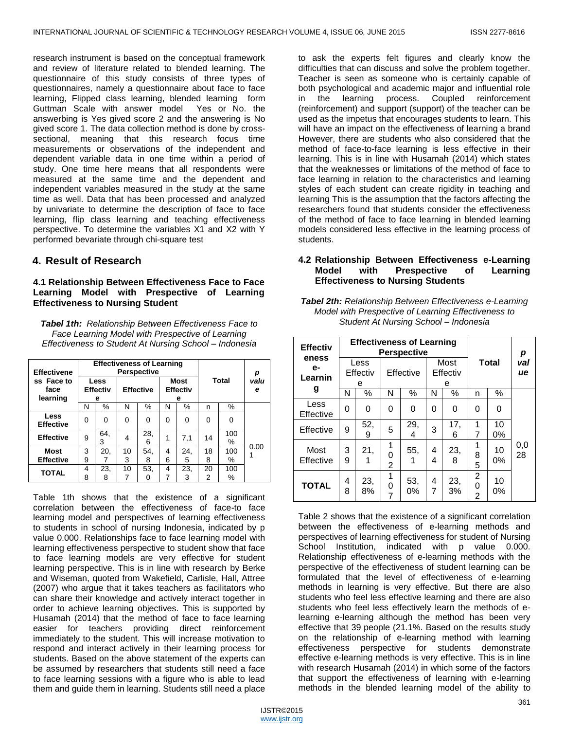research instrument is based on the conceptual framework and review of literature related to blended learning. The questionnaire of this study consists of three types of questionnaires, namely a questionnaire about face to face learning, Flipped class learning, blended learning form Guttman Scale with answer model Yes or No. the answerbing is Yes gived score 2 and the answering is No gived score 1. The data collection method is done by cross-sectional, meaning that this research focus time measurements or observations of the independent and dependent variable data in one time within a period of study. One time here means that all respondents were measured at the same time and the dependent and independent variables measured in the study at the same time as well. Data that has been processed and analyzed by univariate to determine the description of face to face learning, flip class learning and teaching effectiveness perspective. To determine the variables X1 and X2 with Y performed bevariate through chi-square test

## 4. Result of Research

### 4.1 Relationship Between Effectiveness Face to Face Learning Model with Prespective of Learning Effectiveness to Nursing Student

***Tabel 1th:*** *Relationship Between Effectiveness Face to Face Learning Model with Prespective of Learning Effectiveness to Student At Nursing School – Indonesia*

| Effectiveness Face to face learning | Effectiveness of Learning Perspective | | | | | | Total | | p value |
|---|---|---|---|---|---|---|---|---|---|
| | Less Effective | | Effective | | Most Effective | | | | |
| | N | % | N | % | N | % | n | % | |
| Less Effective | 0 | 0 | 0 | 0 | 0 | 0 | 0 | 0 | 0.001 |
| Effective | 9 | 64,3 | 4 | 28,6 | 1 | 7,1 | 14 | 100 % | |
| Most Effective | 39 | 20,7 | 103 | 54,8 | 46 | 24,5 | 188 | 100 % | |
| TOTAL | 48 | 23,8 | 107 | 53,0 | 47 | 23,3 | 202 | 100 % | |

Table 1th shows that the existence of a significant correlation between the effectiveness of face-to face learning model and perspectives of learning effectiveness to students in school of nursing Indonesia, indicated by p value 0.000. Relationships face to face learning model with learning effectiveness perspective to student show that face to face learning models are very effective for student learning perspective. This is in line with research by Berke and Wiseman, quoted from Wakefield, Carlisle, Hall, Attree (2007) who argue that it takes teachers as facilitators who can share their knowledge and actively interact together in order to achieve learning objectives. This is supported by Husamah (2014) that the method of face to face learning easier for teachers providing direct reinforcement immediately to the student. This will increase motivation to respond and interact actively in their learning process for students. Based on the above statement of the experts can be assumed by researchers that students still need a face to face learning sessions with a figure who is able to lead them and guide them in learning. Students still need a place to ask the experts felt figures and clearly know the difficulties that can discuss and solve the problem together. Teacher is seen as someone who is certainly capable of both psychological and academic major and influential role in the learning process. Coupled reinforcement (reinforcement) and support (support) of the teacher can be used as the impetus that encourages students to learn. This will have an impact on the effectiveness of learning a brand However, there are students who also considered that the method of face-to-face learning is less effective in their learning. This is in line with Husamah (2014) which states that the weaknesses or limitations of the method of face to face learning in relation to the characteristics and learning styles of each student can create rigidity in teaching and learning This is the assumption that the factors affecting the researchers found that students consider the effectiveness of the method of face to face learning in blended learning models considered less effective in the learning process of students.

### 4.2 Relationship Between Effectiveness e-Learning Model with Prespective of Learning Effectiveness to Nursing Students

***Tabel 2th:*** *Relationship Between Effectiveness e-Learning Model with Prespective of Learning Effectiveness to Student At Nursing School – Indonesia*

| Effectiveness e-Learning | Effectiveness of Learning Perspective | | | | | | Total | | p value |
|---|---|---|---|---|---|---|---|---|---|
| | Less Effective | | Effective | | Most Effective | | | | |
| | N | % | N | % | N | % | n | % | |
| Less Effective | 0 | 0 | 0 | 0 | 0 | 0 | 0 | 0 | 0,028 |
| Effective | 9 | 52,9 | 5 | 29,4 | 3 | 17,6 | 17 | 100% | |
| Most Effective | 39 | 21,1 | 102 | 55,1 | 44 | 23,8 | 185 | 100% | |
| TOTAL | 48 | 23,8% | 107 | 53,0% | 47 | 23,3% | 202 | 100% | |

Table 2 shows that the existence of a significant correlation between the effectiveness of e-learning methods and perspectives of learning effectiveness for student of Nursing School Institution, indicated with p value 0.000. Relationship effectiveness of e-learning methods with the perspective of the effectiveness of student learning can be formulated that the level of effectiveness of e-learning methods in learning is very effective. But there are also students who feel less effective learning and there are also students who feel less effectively learn the methods of e-learning e-learning although the method has been very effective that 39 people (21.1%. Based on the results study on the relationship of e-learning method with learning effectiveness perspective for students demonstrate effective e-learning methods is very effective. This is in line with research Husamah (2014) in which some of the factors that support the effectiveness of learning with e-learning methods in the blended learning model of the ability to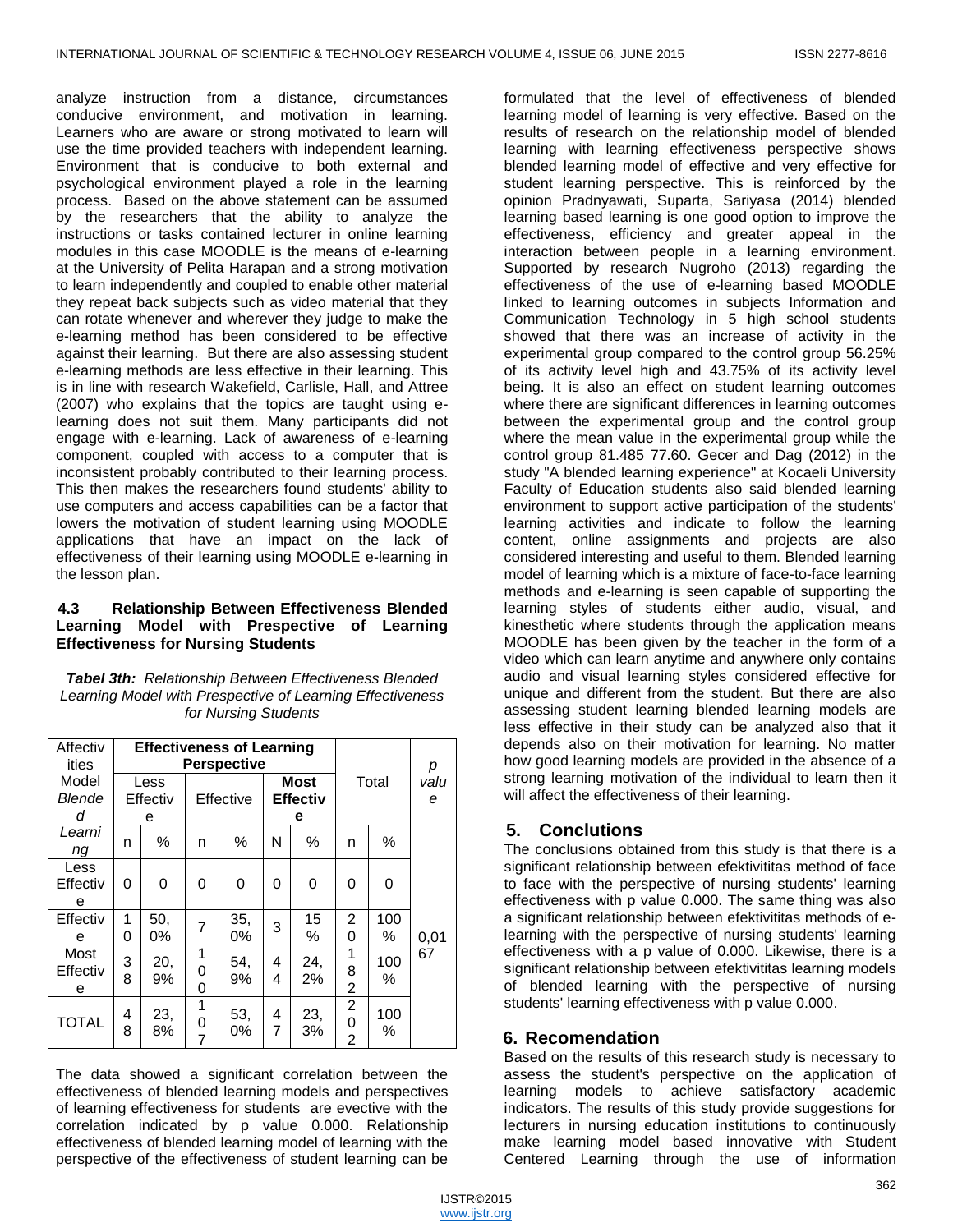analyze instruction from a distance, circumstances conducive environment, and motivation in learning. Learners who are aware or strong motivated to learn will use the time provided teachers with independent learning. Environment that is conducive to both external and psychological environment played a role in the learning process. Based on the above statement can be assumed by the researchers that the ability to analyze the instructions or tasks contained lecturer in online learning modules in this case MOODLE is the means of e-learning at the University of Pelita Harapan and a strong motivation to learn independently and coupled to enable other material they repeat back subjects such as video material that they can rotate whenever and wherever they judge to make the e-learning method has been considered to be effective against their learning. But there are also assessing student e-learning methods are less effective in their learning. This is in line with research Wakefield, Carlisle, Hall, and Attree (2007) who explains that the topics are taught using e-learning does not suit them. Many participants did not engage with e-learning. Lack of awareness of e-learning component, coupled with access to a computer that is inconsistent probably contributed to their learning process. This then makes the researchers found students' ability to use computers and access capabilities can be a factor that lowers the motivation of student learning using MOODLE applications that have an impact on the lack of effectiveness of their learning using MOODLE e-learning in the lesson plan.

### 4.3 Relationship Between Effectiveness Blended Learning Model with Prespective of Learning Effectiveness for Nursing Students

***Tabel 3th:*** *Relationship Between Effectiveness Blended Learning Model with Prespective of Learning Effectiveness for Nursing Students*

| Affectivities Model *Blended Learning* | Effectiveness of Learning Perspective | | | | | | Total | | *p value* |
|---|---|---|---|---|---|---|---|---|---|
| | Less Effective | | Effective | | **Most Effective** | | | | |
| | n | % | n | % | N | % | n | % | |
| Less Effective | 0 | 0 | 0 | 0 | 0 | 0 | 0 | 0 | 0,0167 |
| Effective | 10 | 50,0% | 7 | 35,0% | 3 | 15% | 20 | 100% | |
| Most Effective | 38 | 20,9% | 100 | 54,9% | 44 | 24,2% | 182 | 100% | |
| TOTAL | 48 | 23,8% | 107 | 53,0% | 47 | 23,3% | 202 | 100% | |

The data showed a significant correlation between the effectiveness of blended learning models and perspectives of learning effectiveness for students are evective with the correlation indicated by p value 0.000. Relationship effectiveness of blended learning model of learning with the perspective of the effectiveness of student learning can be formulated that the level of effectiveness of blended learning model of learning is very effective. Based on the results of research on the relationship model of blended learning with learning effectiveness perspective shows blended learning model of effective and very effective for student learning perspective. This is reinforced by the opinion Pradnyawati, Suparta, Sariyasa (2014) blended learning based learning is one good option to improve the effectiveness, efficiency and greater appeal in the interaction between people in a learning environment. Supported by research Nugroho (2013) regarding the effectiveness of the use of e-learning based MOODLE linked to learning outcomes in subjects Information and Communication Technology in 5 high school students showed that there was an increase of activity in the experimental group compared to the control group 56.25% of its activity level high and 43.75% of its activity level being. It is also an effect on student learning outcomes where there are significant differences in learning outcomes between the experimental group and the control group where the mean value in the experimental group while the control group 81.485 77.60. Gecer and Dag (2012) in the study "A blended learning experience" at Kocaeli University Faculty of Education students also said blended learning environment to support active participation of the students' learning activities and indicate to follow the learning content, online assignments and projects are also considered interesting and useful to them. Blended learning model of learning which is a mixture of face-to-face learning methods and e-learning is seen capable of supporting the learning styles of students either audio, visual, and kinesthetic where students through the application means MOODLE has been given by the teacher in the form of a video which can learn anytime and anywhere only contains audio and visual learning styles considered effective for unique and different from the student. But there are also assessing student learning blended learning models are less effective in their study can be analyzed also that it depends also on their motivation for learning. No matter how good learning models are provided in the absence of a strong learning motivation of the individual to learn then it will affect the effectiveness of their learning.

## 5. Conclutions

The conclusions obtained from this study is that there is a significant relationship between efektivititas method of face to face with the perspective of nursing students' learning effectiveness with p value 0.000. The same thing was also a significant relationship between efektivititas methods of e-learning with the perspective of nursing students' learning effectiveness with a p value of 0.000. Likewise, there is a significant relationship between efektivititas learning models of blended learning with the perspective of nursing students' learning effectiveness with p value 0.000.

## 6. Recomendation

Based on the results of this research study is necessary to assess the student's perspective on the application of learning models to achieve satisfactory academic indicators. The results of this study provide suggestions for lecturers in nursing education institutions to continuously make learning model based innovative with Student Centered Learning through the use of information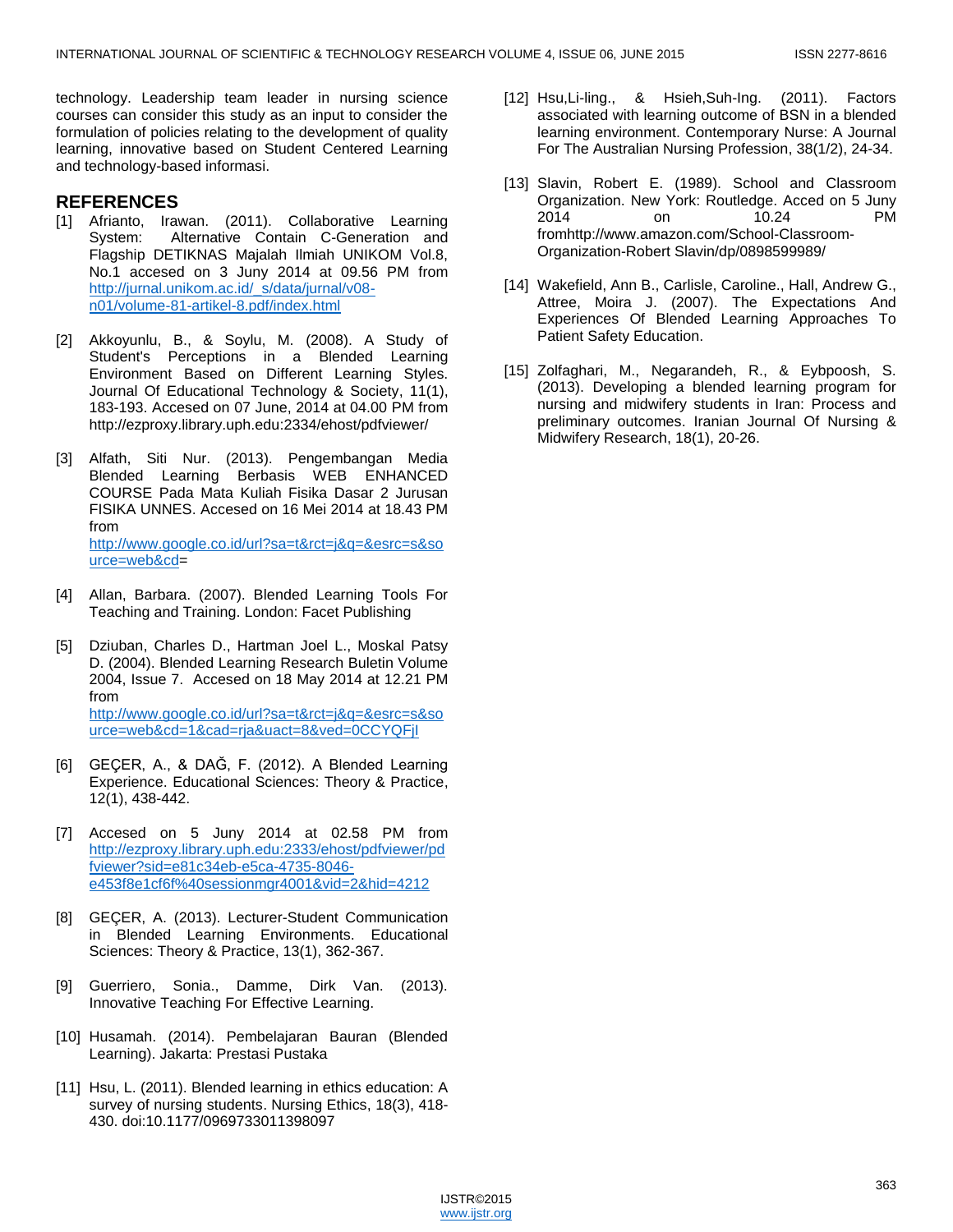technology. Leadership team leader in nursing science courses can consider this study as an input to consider the formulation of policies relating to the development of quality learning, innovative based on Student Centered Learning and technology-based informasi.

## REFERENCES

[1] Afrianto, Irawan. (2011). Collaborative Learning System: Alternative Contain C-Generation and Flagship DETIKNAS Majalah Ilmiah UNIKOM Vol.8, No.1 accesed on 3 Juny 2014 at 09.56 PM from http://jurnal.unikom.ac.id/_s/data/jurnal/v08-n01/volume-81-artikel-8.pdf/index.html

[2] Akkoyunlu, B., & Soylu, M. (2008). A Study of Student's Perceptions in a Blended Learning Environment Based on Different Learning Styles. Journal Of Educational Technology & Society, 11(1), 183-193. Accesed on 07 June, 2014 at 04.00 PM from http://ezproxy.library.uph.edu:2334/ehost/pdfviewer/

[3] Alfath, Siti Nur. (2013). Pengembangan Media Blended Learning Berbasis WEB ENHANCED COURSE Pada Mata Kuliah Fisika Dasar 2 Jurusan FISIKA UNNES. Accesed on 16 Mei 2014 at 18.43 PM from http://www.google.co.id/url?sa=t&rct=j&q=&esrc=s&source=web&cd=

[4] Allan, Barbara. (2007). Blended Learning Tools For Teaching and Training. London: Facet Publishing

[5] Dziuban, Charles D., Hartman Joel L., Moskal Patsy D. (2004). Blended Learning Research Buletin Volume 2004, Issue 7. Accesed on 18 May 2014 at 12.21 PM from http://www.google.co.id/url?sa=t&rct=j&q=&esrc=s&source=web&cd=1&cad=rja&uact=8&ved=0CCYQFjI

[6] GEÇER, A., & DAĞ, F. (2012). A Blended Learning Experience. Educational Sciences: Theory & Practice, 12(1), 438-442.

[7] Accesed on 5 Juny 2014 at 02.58 PM from http://ezproxy.library.uph.edu:2333/ehost/pdfviewer/pdfviewer?sid=e81c34eb-e5ca-4735-8046-e453f8e1cf6f%40sessionmgr4001&vid=2&hid=4212

[8] GEÇER, A. (2013). Lecturer-Student Communication in Blended Learning Environments. Educational Sciences: Theory & Practice, 13(1), 362-367.

[9] Guerriero, Sonia., Damme, Dirk Van. (2013). Innovative Teaching For Effective Learning.

[10] Husamah. (2014). Pembelajaran Bauran (Blended Learning). Jakarta: Prestasi Pustaka

[11] Hsu, L. (2011). Blended learning in ethics education: A survey of nursing students. Nursing Ethics, 18(3), 418-430. doi:10.1177/0969733011398097

[12] Hsu,Li-ling., & Hsieh,Suh-Ing. (2011). Factors associated with learning outcome of BSN in a blended learning environment. Contemporary Nurse: A Journal For The Australian Nursing Profession, 38(1/2), 24-34.

[13] Slavin, Robert E. (1989). School and Classroom Organization. New York: Routledge. Acced on 5 Juny 2014 on 10.24 PM fromhttp://www.amazon.com/School-Classroom-Organization-Robert Slavin/dp/0898599989/

[14] Wakefield, Ann B., Carlisle, Caroline., Hall, Andrew G., Attree, Moira J. (2007). The Expectations And Experiences Of Blended Learning Approaches To Patient Safety Education.

[15] Zolfaghari, M., Negarandeh, R., & Eybpoosh, S. (2013). Developing a blended learning program for nursing and midwifery students in Iran: Process and preliminary outcomes. Iranian Journal Of Nursing & Midwifery Research, 18(1), 20-26.